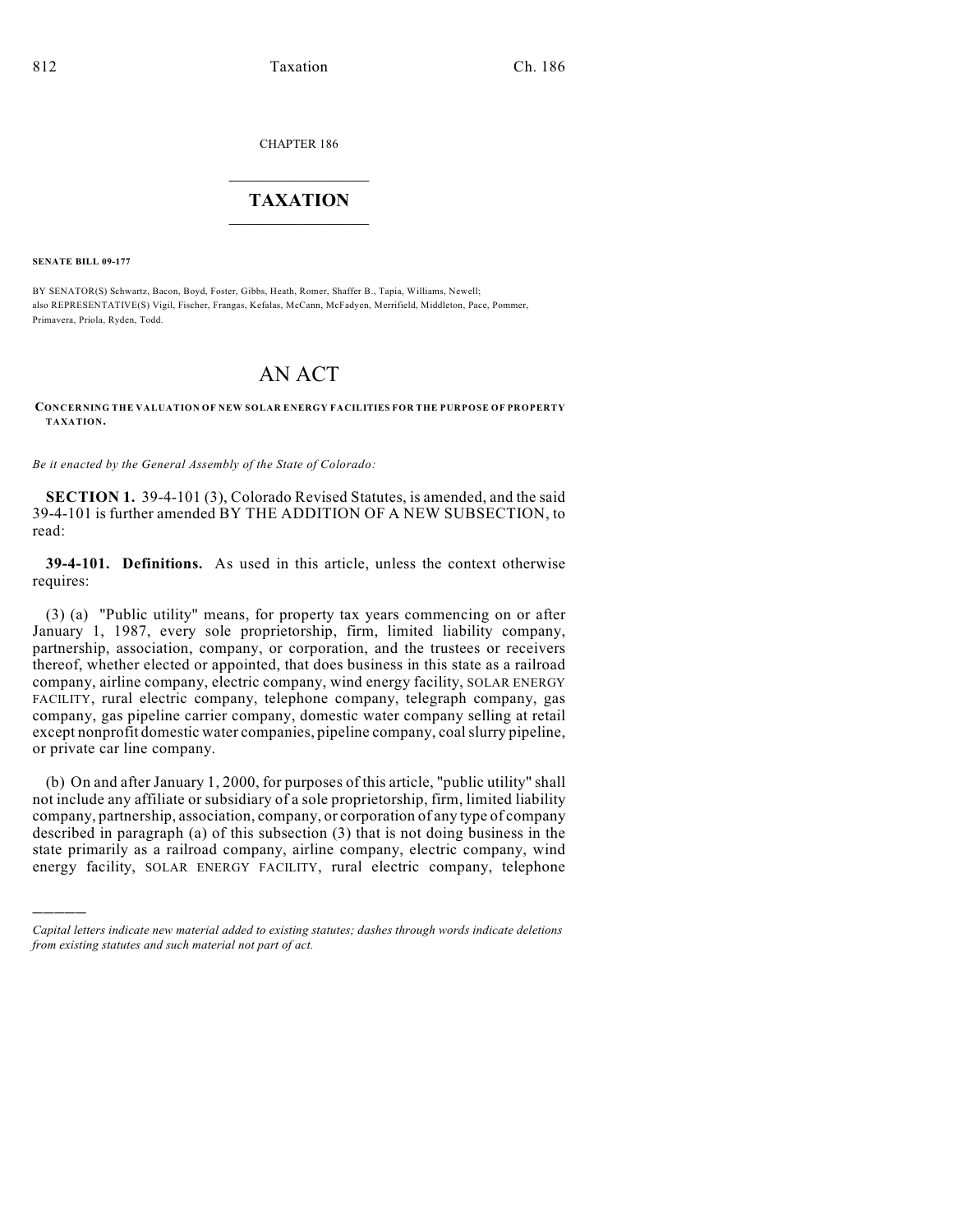CHAPTER 186

# TAXATION

**SENATE BILL 09-177**

BY SENATOR(S) Schwartz, Bacon, Boyd, Foster, Gibbs, Heath, Romer, Shaffer B., Tapia, Williams, Newell;
also REPRESENTATIVE(S) Vigil, Fischer, Frangas, Kefalas, McCann, McFadyen, Merrifield, Middleton, Pace, Pommer, Primavera, Priola, Ryden, Todd.

# AN ACT

**CONCERNING THE VALUATION OF NEW SOLAR ENERGY FACILITIES FOR THE PURPOSE OF PROPERTY TAXATION.**

*Be it enacted by the General Assembly of the State of Colorado:*

**SECTION 1.** 39-4-101 (3), Colorado Revised Statutes, is amended, and the said 39-4-101 is further amended BY THE ADDITION OF A NEW SUBSECTION, to read:

**39-4-101. Definitions.** As used in this article, unless the context otherwise requires:

(3) (a) "Public utility" means, for property tax years commencing on or after January 1, 1987, every sole proprietorship, firm, limited liability company, partnership, association, company, or corporation, and the trustees or receivers thereof, whether elected or appointed, that does business in this state as a railroad company, airline company, electric company, wind energy facility, SOLAR ENERGY FACILITY, rural electric company, telephone company, telegraph company, gas company, gas pipeline carrier company, domestic water company selling at retail except nonprofit domestic water companies, pipeline company, coal slurry pipeline, or private car line company.

(b) On and after January 1, 2000, for purposes of this article, "public utility" shall not include any affiliate or subsidiary of a sole proprietorship, firm, limited liability company, partnership, association, company, or corporation of any type of company described in paragraph (a) of this subsection (3) that is not doing business in the state primarily as a railroad company, airline company, electric company, wind energy facility, SOLAR ENERGY FACILITY, rural electric company, telephone

---

*Capital letters indicate new material added to existing statutes; dashes through words indicate deletions from existing statutes and such material not part of act.*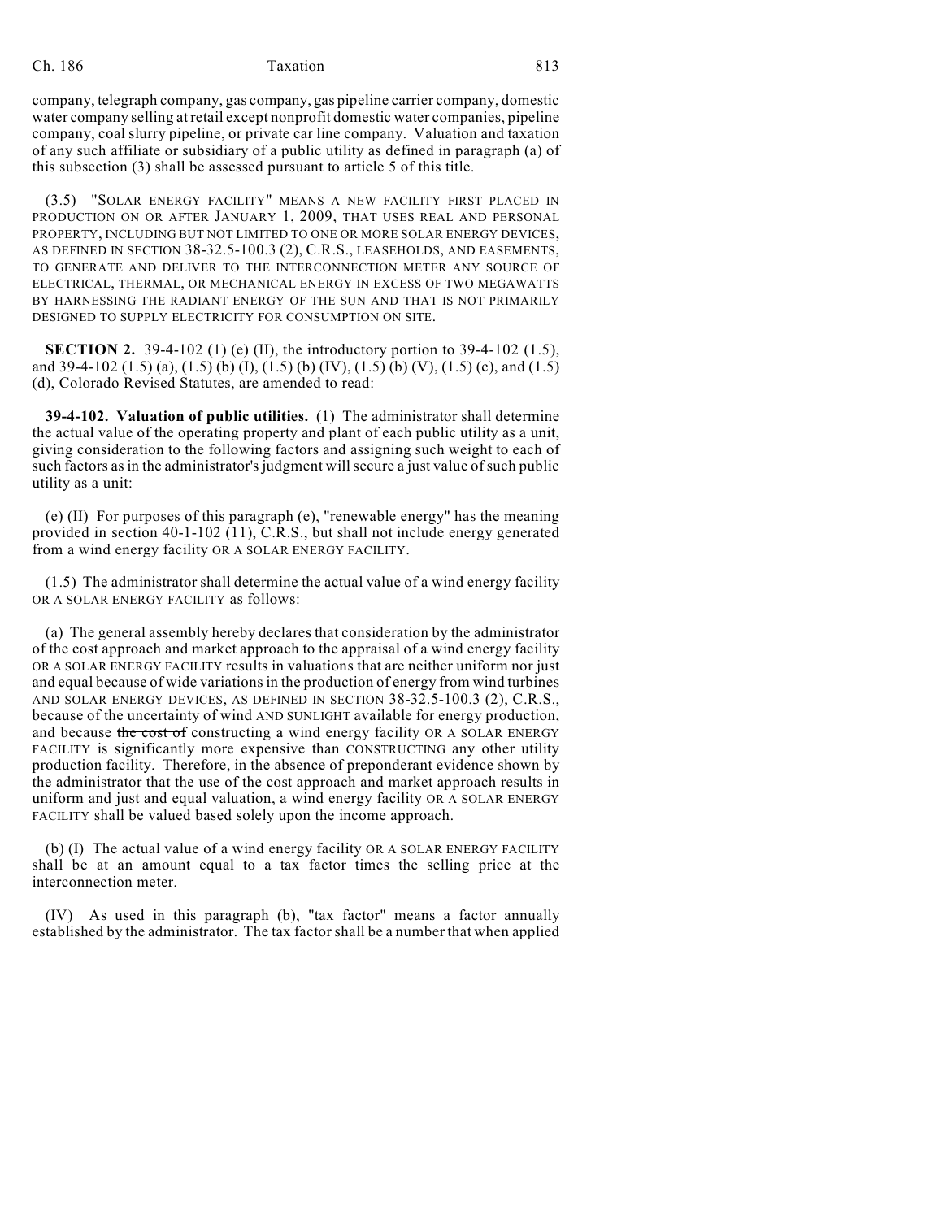company, telegraph company, gas company, gas pipeline carrier company, domestic water company selling at retail except nonprofit domestic water companies, pipeline company, coal slurry pipeline, or private car line company. Valuation and taxation of any such affiliate or subsidiary of a public utility as defined in paragraph (a) of this subsection (3) shall be assessed pursuant to article 5 of this title.

(3.5) "SOLAR ENERGY FACILITY" MEANS A NEW FACILITY FIRST PLACED IN PRODUCTION ON OR AFTER JANUARY 1, 2009, THAT USES REAL AND PERSONAL PROPERTY, INCLUDING BUT NOT LIMITED TO ONE OR MORE SOLAR ENERGY DEVICES, AS DEFINED IN SECTION 38-32.5-100.3 (2), C.R.S., LEASEHOLDS, AND EASEMENTS, TO GENERATE AND DELIVER TO THE INTERCONNECTION METER ANY SOURCE OF ELECTRICAL, THERMAL, OR MECHANICAL ENERGY IN EXCESS OF TWO MEGAWATTS BY HARNESSING THE RADIANT ENERGY OF THE SUN AND THAT IS NOT PRIMARILY DESIGNED TO SUPPLY ELECTRICITY FOR CONSUMPTION ON SITE.

**SECTION 2.** 39-4-102 (1) (e) (II), the introductory portion to 39-4-102 (1.5), and 39-4-102 (1.5) (a), (1.5) (b) (I), (1.5) (b) (IV), (1.5) (b) (V), (1.5) (c), and (1.5) (d), Colorado Revised Statutes, are amended to read:

**39-4-102. Valuation of public utilities.** (1) The administrator shall determine the actual value of the operating property and plant of each public utility as a unit, giving consideration to the following factors and assigning such weight to each of such factors as in the administrator's judgment will secure a just value of such public utility as a unit:

(e) (II) For purposes of this paragraph (e), "renewable energy" has the meaning provided in section 40-1-102 (11), C.R.S., but shall not include energy generated from a wind energy facility OR A SOLAR ENERGY FACILITY.

(1.5) The administrator shall determine the actual value of a wind energy facility OR A SOLAR ENERGY FACILITY as follows:

(a) The general assembly hereby declares that consideration by the administrator of the cost approach and market approach to the appraisal of a wind energy facility OR A SOLAR ENERGY FACILITY results in valuations that are neither uniform nor just and equal because of wide variations in the production of energy from wind turbines AND SOLAR ENERGY DEVICES, AS DEFINED IN SECTION 38-32.5-100.3 (2), C.R.S., because of the uncertainty of wind AND SUNLIGHT available for energy production, and because ~~the cost of~~ constructing a wind energy facility OR A SOLAR ENERGY FACILITY is significantly more expensive than CONSTRUCTING any other utility production facility. Therefore, in the absence of preponderant evidence shown by the administrator that the use of the cost approach and market approach results in uniform and just and equal valuation, a wind energy facility OR A SOLAR ENERGY FACILITY shall be valued based solely upon the income approach.

(b) (I) The actual value of a wind energy facility OR A SOLAR ENERGY FACILITY shall be at an amount equal to a tax factor times the selling price at the interconnection meter.

(IV) As used in this paragraph (b), "tax factor" means a factor annually established by the administrator. The tax factor shall be a number that when applied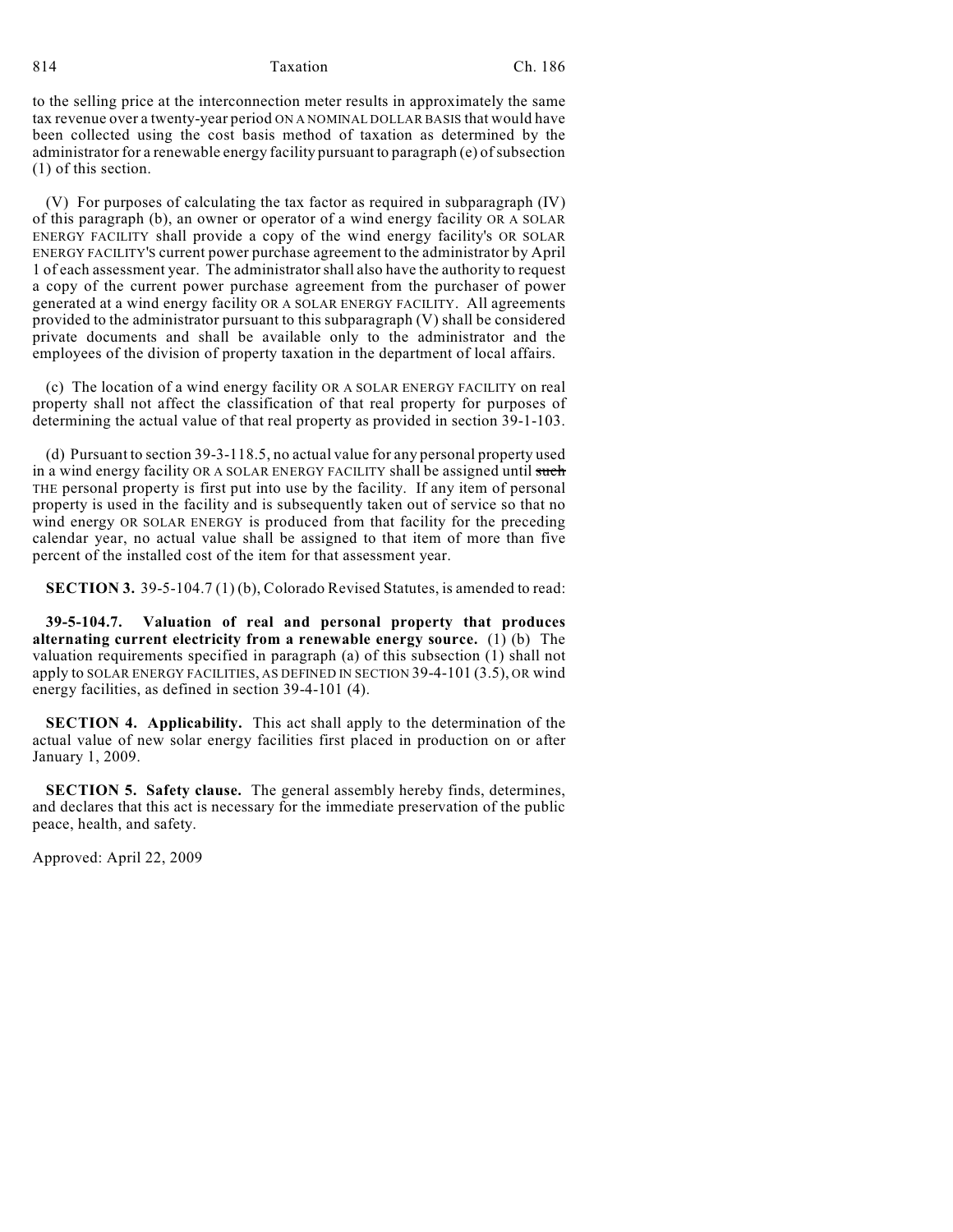to the selling price at the interconnection meter results in approximately the same tax revenue over a twenty-year period ON A NOMINAL DOLLAR BASIS that would have been collected using the cost basis method of taxation as determined by the administrator for a renewable energy facility pursuant to paragraph (e) of subsection (1) of this section.

(V) For purposes of calculating the tax factor as required in subparagraph (IV) of this paragraph (b), an owner or operator of a wind energy facility OR A SOLAR ENERGY FACILITY shall provide a copy of the wind energy facility's OR SOLAR ENERGY FACILITY'S current power purchase agreement to the administrator by April 1 of each assessment year. The administrator shall also have the authority to request a copy of the current power purchase agreement from the purchaser of power generated at a wind energy facility OR A SOLAR ENERGY FACILITY. All agreements provided to the administrator pursuant to this subparagraph (V) shall be considered private documents and shall be available only to the administrator and the employees of the division of property taxation in the department of local affairs.

(c) The location of a wind energy facility OR A SOLAR ENERGY FACILITY on real property shall not affect the classification of that real property for purposes of determining the actual value of that real property as provided in section 39-1-103.

(d) Pursuant to section 39-3-118.5, no actual value for any personal property used in a wind energy facility OR A SOLAR ENERGY FACILITY shall be assigned until ~~such~~ THE personal property is first put into use by the facility. If any item of personal property is used in the facility and is subsequently taken out of service so that no wind energy OR SOLAR ENERGY is produced from that facility for the preceding calendar year, no actual value shall be assigned to that item of more than five percent of the installed cost of the item for that assessment year.

**SECTION 3.** 39-5-104.7 (1) (b), Colorado Revised Statutes, is amended to read:

**39-5-104.7. Valuation of real and personal property that produces alternating current electricity from a renewable energy source.** (1) (b) The valuation requirements specified in paragraph (a) of this subsection (1) shall not apply to SOLAR ENERGY FACILITIES, AS DEFINED IN SECTION 39-4-101 (3.5), OR wind energy facilities, as defined in section 39-4-101 (4).

**SECTION 4. Applicability.** This act shall apply to the determination of the actual value of new solar energy facilities first placed in production on or after January 1, 2009.

**SECTION 5. Safety clause.** The general assembly hereby finds, determines, and declares that this act is necessary for the immediate preservation of the public peace, health, and safety.

Approved: April 22, 2009